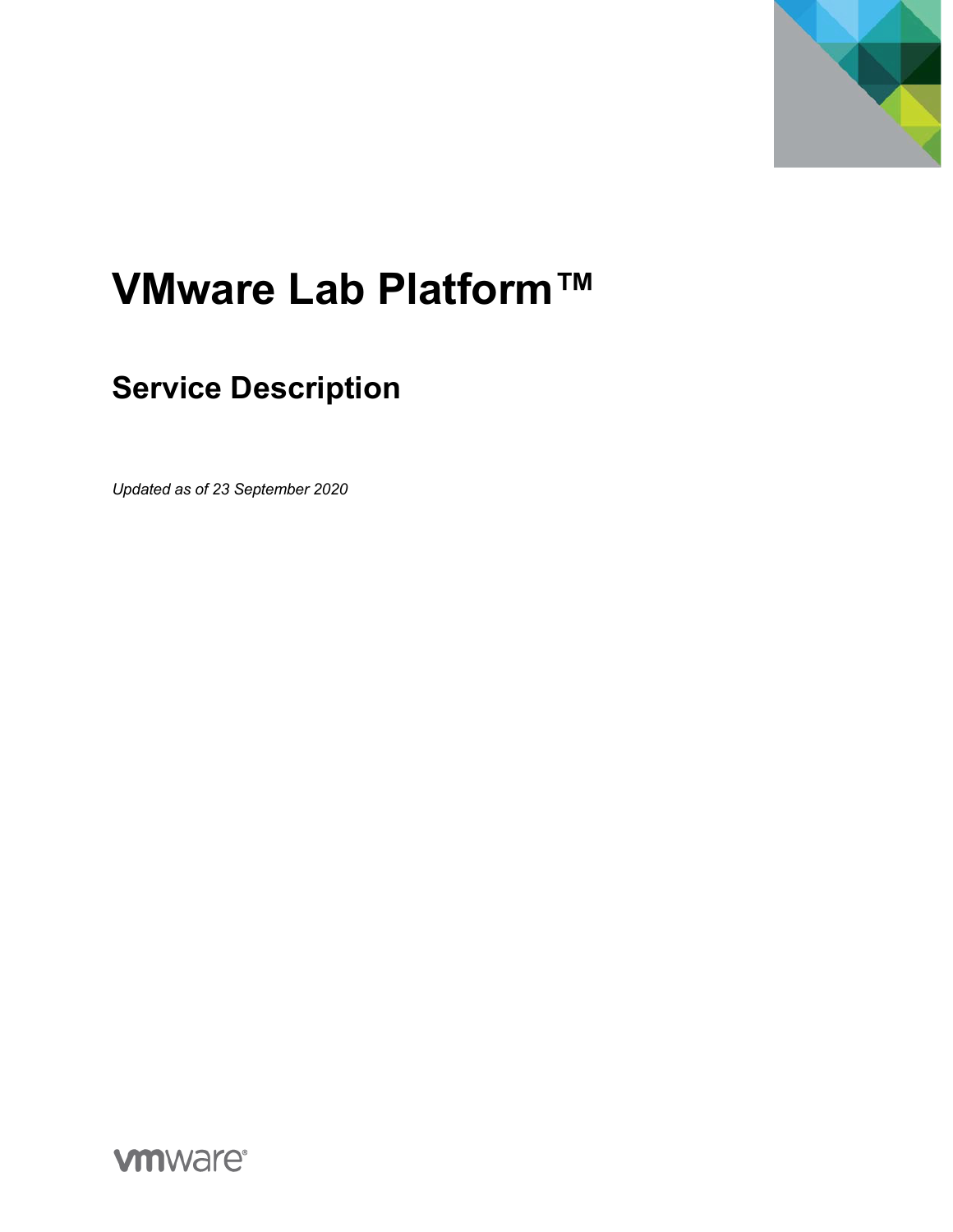# VMware Lab Platform™

## Service Description

*Updated as of 23 September 2020*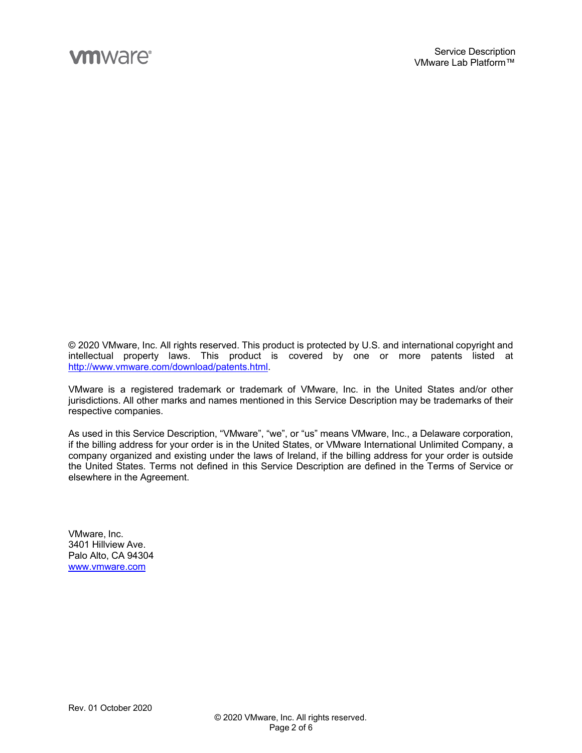© 2020 VMware, Inc. All rights reserved. This product is protected by U.S. and international copyright and intellectual property laws. This product is covered by one or more patents listed at http://www.vmware.com/download/patents.html.

VMware is a registered trademark or trademark of VMware, Inc. in the United States and/or other jurisdictions. All other marks and names mentioned in this Service Description may be trademarks of their respective companies.

As used in this Service Description, "VMware", "we", or "us" means VMware, Inc., a Delaware corporation, if the billing address for your order is in the United States, or VMware International Unlimited Company, a company organized and existing under the laws of Ireland, if the billing address for your order is outside the United States. Terms not defined in this Service Description are defined in the Terms of Service or elsewhere in the Agreement.

VMware, Inc.
3401 Hillview Ave.
Palo Alto, CA 94304
www.vmware.com

Rev. 01 October 2020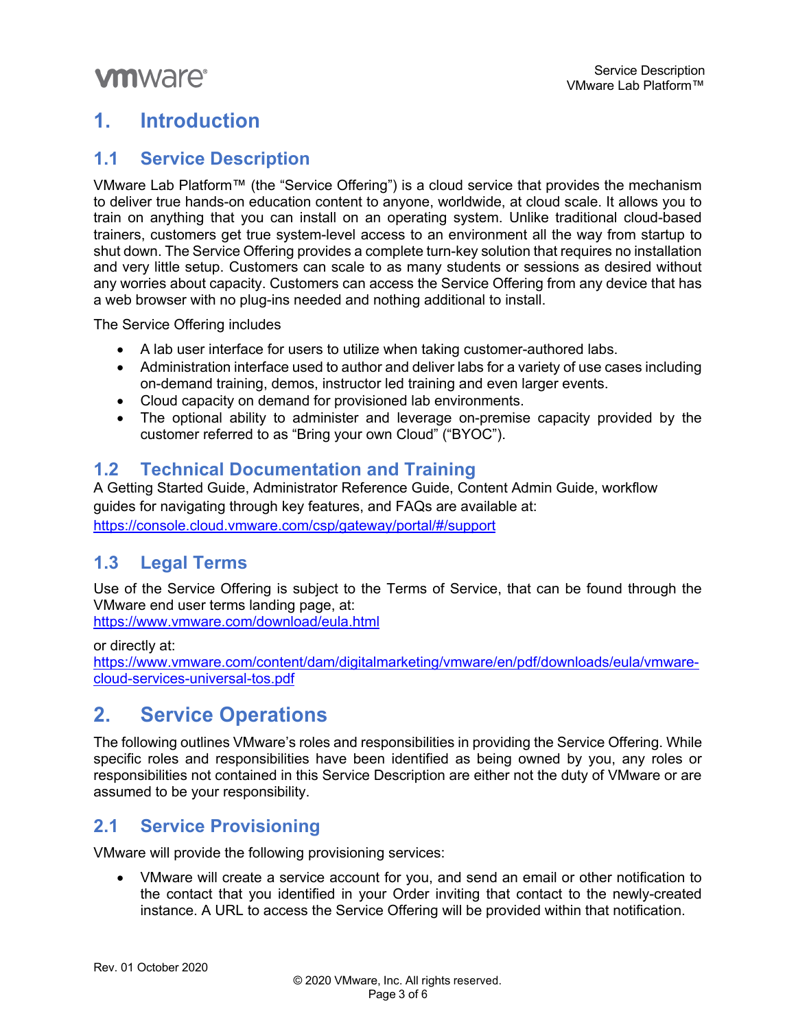# 1. Introduction

## 1.1 Service Description

VMware Lab Platform™ (the "Service Offering") is a cloud service that provides the mechanism to deliver true hands-on education content to anyone, worldwide, at cloud scale. It allows you to train on anything that you can install on an operating system. Unlike traditional cloud-based trainers, customers get true system-level access to an environment all the way from startup to shut down. The Service Offering provides a complete turn-key solution that requires no installation and very little setup. Customers can scale to as many students or sessions as desired without any worries about capacity. Customers can access the Service Offering from any device that has a web browser with no plug-ins needed and nothing additional to install.

The Service Offering includes

- A lab user interface for users to utilize when taking customer-authored labs.
- Administration interface used to author and deliver labs for a variety of use cases including on-demand training, demos, instructor led training and even larger events.
- Cloud capacity on demand for provisioned lab environments.
- The optional ability to administer and leverage on-premise capacity provided by the customer referred to as "Bring your own Cloud" ("BYOC").

## 1.2 Technical Documentation and Training

A Getting Started Guide, Administrator Reference Guide, Content Admin Guide, workflow guides for navigating through key features, and FAQs are available at: https://console.cloud.vmware.com/csp/gateway/portal/#/support

## 1.3 Legal Terms

Use of the Service Offering is subject to the Terms of Service, that can be found through the VMware end user terms landing page, at:
https://www.vmware.com/download/eula.html

or directly at:
https://www.vmware.com/content/dam/digitalmarketing/vmware/en/pdf/downloads/eula/vmware-cloud-services-universal-tos.pdf

# 2. Service Operations

The following outlines VMware's roles and responsibilities in providing the Service Offering. While specific roles and responsibilities have been identified as being owned by you, any roles or responsibilities not contained in this Service Description are either not the duty of VMware or are assumed to be your responsibility.

## 2.1 Service Provisioning

VMware will provide the following provisioning services:

- VMware will create a service account for you, and send an email or other notification to the contact that you identified in your Order inviting that contact to the newly-created instance. A URL to access the Service Offering will be provided within that notification.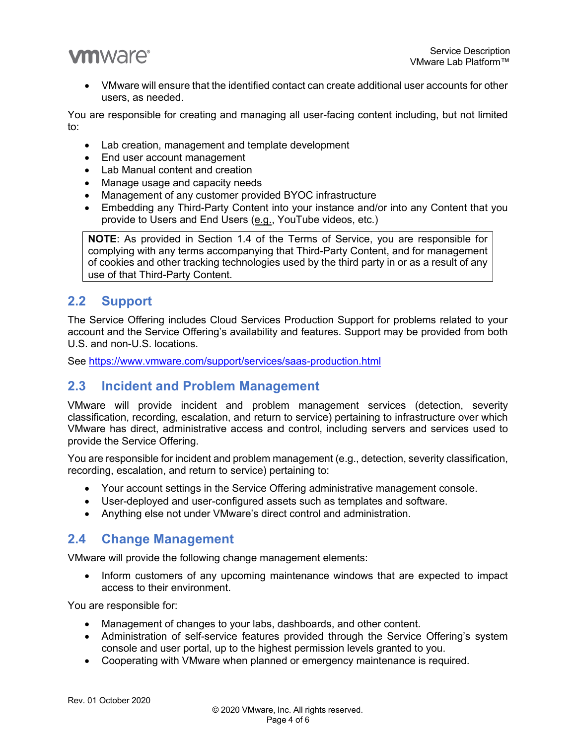- VMware will ensure that the identified contact can create additional user accounts for other users, as needed.

You are responsible for creating and managing all user-facing content including, but not limited to:

- Lab creation, management and template development
- End user account management
- Lab Manual content and creation
- Manage usage and capacity needs
- Management of any customer provided BYOC infrastructure
- Embedding any Third-Party Content into your instance and/or into any Content that you provide to Users and End Users (e.g., YouTube videos, etc.)

> **NOTE**: As provided in Section 1.4 of the Terms of Service, you are responsible for complying with any terms accompanying that Third-Party Content, and for management of cookies and other tracking technologies used by the third party in or as a result of any use of that Third-Party Content.

## 2.2 Support

The Service Offering includes Cloud Services Production Support for problems related to your account and the Service Offering's availability and features. Support may be provided from both U.S. and non-U.S. locations.

See https://www.vmware.com/support/services/saas-production.html

## 2.3 Incident and Problem Management

VMware will provide incident and problem management services (detection, severity classification, recording, escalation, and return to service) pertaining to infrastructure over which VMware has direct, administrative access and control, including servers and services used to provide the Service Offering.

You are responsible for incident and problem management (e.g., detection, severity classification, recording, escalation, and return to service) pertaining to:

- Your account settings in the Service Offering administrative management console.
- User-deployed and user-configured assets such as templates and software.
- Anything else not under VMware's direct control and administration.

## 2.4 Change Management

VMware will provide the following change management elements:

- Inform customers of any upcoming maintenance windows that are expected to impact access to their environment.

You are responsible for:

- Management of changes to your labs, dashboards, and other content.
- Administration of self-service features provided through the Service Offering's system console and user portal, up to the highest permission levels granted to you.
- Cooperating with VMware when planned or emergency maintenance is required.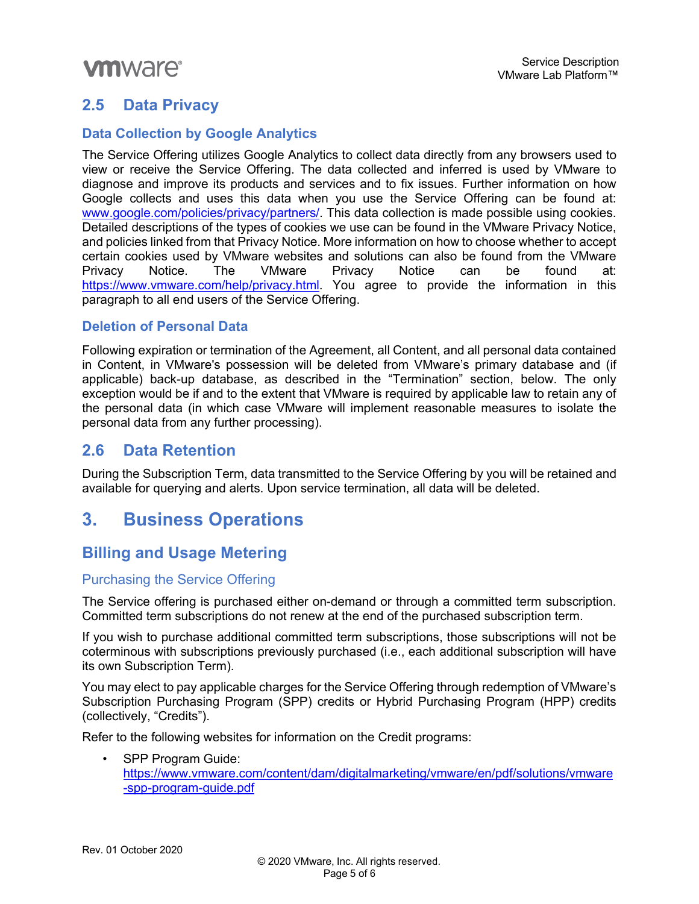## 2.5 Data Privacy

### Data Collection by Google Analytics

The Service Offering utilizes Google Analytics to collect data directly from any browsers used to view or receive the Service Offering. The data collected and inferred is used by VMware to diagnose and improve its products and services and to fix issues. Further information on how Google collects and uses this data when you use the Service Offering can be found at: [www.google.com/policies/privacy/partners/](www.google.com/policies/privacy/partners/). This data collection is made possible using cookies. Detailed descriptions of the types of cookies we use can be found in the VMware Privacy Notice, and policies linked from that Privacy Notice. More information on how to choose whether to accept certain cookies used by VMware websites and solutions can also be found from the VMware Privacy Notice. The VMware Privacy Notice can be found at: [https://www.vmware.com/help/privacy.html](https://www.vmware.com/help/privacy.html). You agree to provide the information in this paragraph to all end users of the Service Offering.

### Deletion of Personal Data

Following expiration or termination of the Agreement, all Content, and all personal data contained in Content, in VMware's possession will be deleted from VMware's primary database and (if applicable) back-up database, as described in the "Termination" section, below. The only exception would be if and to the extent that VMware is required by applicable law to retain any of the personal data (in which case VMware will implement reasonable measures to isolate the personal data from any further processing).

## 2.6 Data Retention

During the Subscription Term, data transmitted to the Service Offering by you will be retained and available for querying and alerts. Upon service termination, all data will be deleted.

# 3. Business Operations

## Billing and Usage Metering

### Purchasing the Service Offering

The Service offering is purchased either on-demand or through a committed term subscription. Committed term subscriptions do not renew at the end of the purchased subscription term.

If you wish to purchase additional committed term subscriptions, those subscriptions will not be coterminous with subscriptions previously purchased (i.e., each additional subscription will have its own Subscription Term).

You may elect to pay applicable charges for the Service Offering through redemption of VMware's Subscription Purchasing Program (SPP) credits or Hybrid Purchasing Program (HPP) credits (collectively, "Credits").

Refer to the following websites for information on the Credit programs:

- SPP Program Guide: [https://www.vmware.com/content/dam/digitalmarketing/vmware/en/pdf/solutions/vmware-spp-program-guide.pdf](https://www.vmware.com/content/dam/digitalmarketing/vmware/en/pdf/solutions/vmware-spp-program-guide.pdf)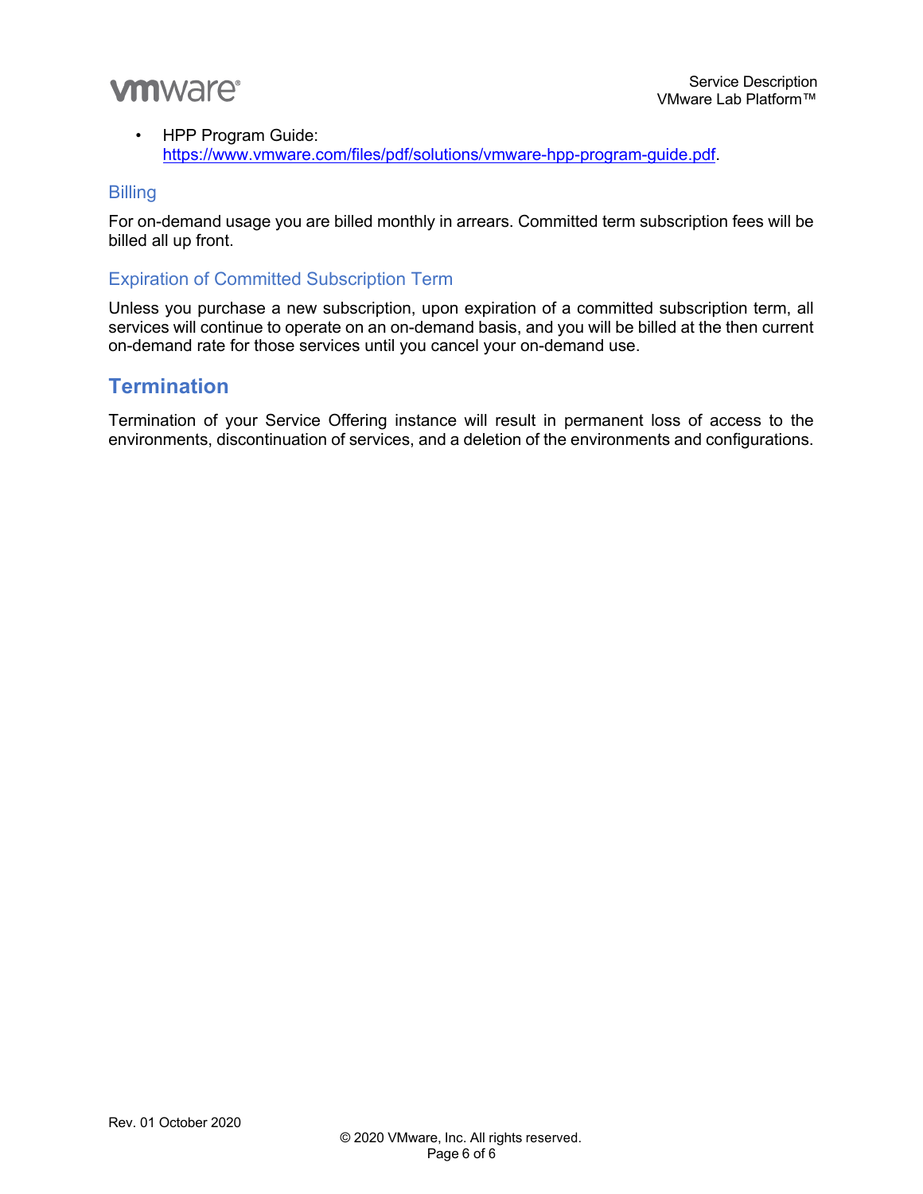- HPP Program Guide: https://www.vmware.com/files/pdf/solutions/vmware-hpp-program-guide.pdf.

### Billing

For on-demand usage you are billed monthly in arrears. Committed term subscription fees will be billed all up front.

### Expiration of Committed Subscription Term

Unless you purchase a new subscription, upon expiration of a committed subscription term, all services will continue to operate on an on-demand basis, and you will be billed at the then current on-demand rate for those services until you cancel your on-demand use.

## Termination

Termination of your Service Offering instance will result in permanent loss of access to the environments, discontinuation of services, and a deletion of the environments and configurations.